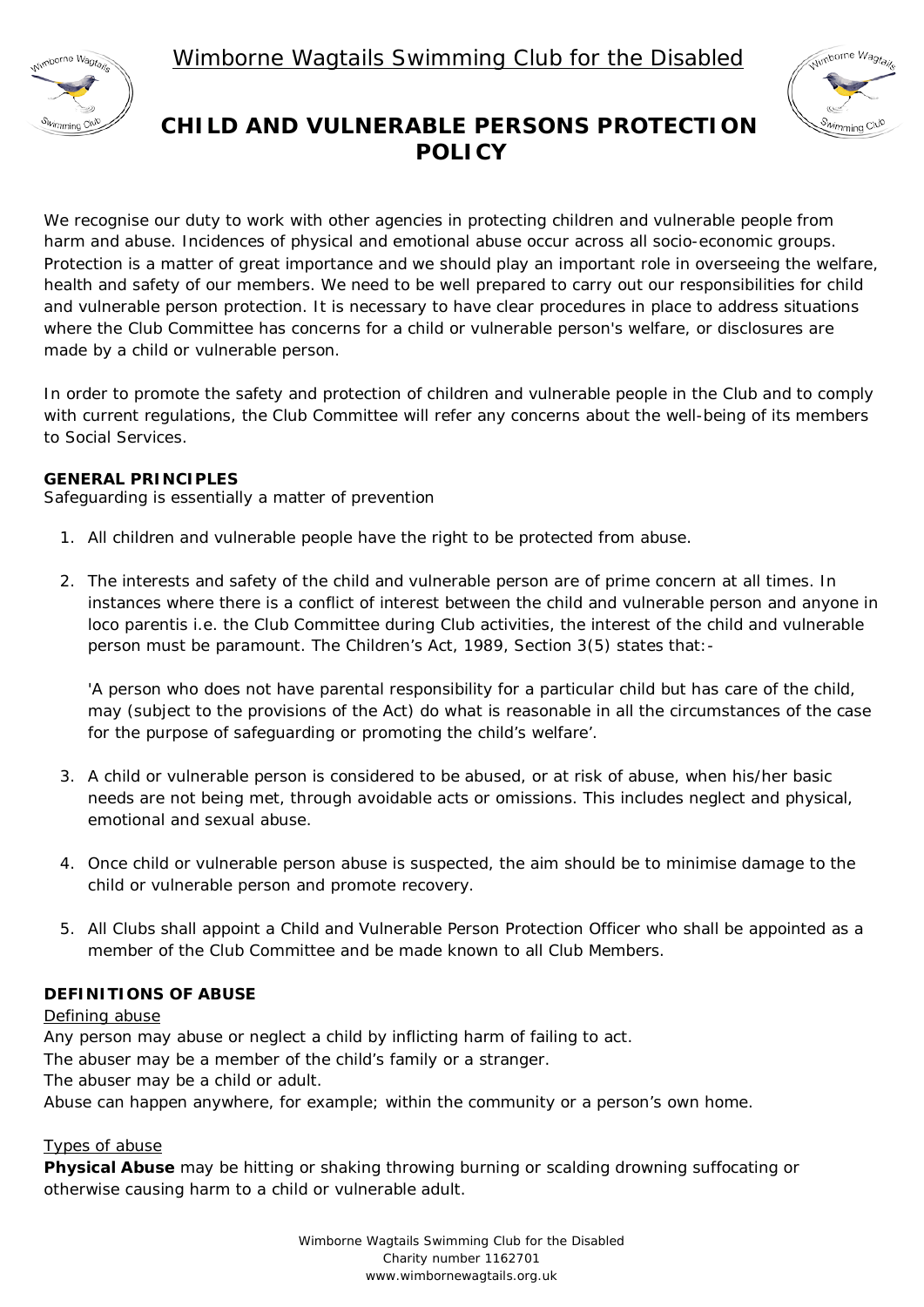Wimborne Wagtails Swimming Club for the Disabled

# CHILD AND VULNERABLE PERSONS PROTECTION POLICY

We recognise our duty to work with other agencies in protecting children and vulnerable people from harm and abuse. Incidences of physical and emotional abuse occur across all socio-economic groups. Protection is a matter of great importance and we should play an important role in overseeing the welfare, health and safety of our members. We need to be well prepared to carry out our responsibilities for child and vulnerable person protection. It is necessary to have clear procedures in place to address situations where the Club Committee has concerns for a child or vulnerable person's welfare, or disclosures are made by a child or vulnerable person.

In order to promote the safety and protection of children and vulnerable people in the Club and to comply with current regulations, the Club Committee will refer any concerns about the well-being of its members to Social Services.

**GENERAL PRINCIPLES**
Safeguarding is essentially a matter of prevention

1. All children and vulnerable people have the right to be protected from abuse.

2. The interests and safety of the child and vulnerable person are of prime concern at all times. In instances where there is a conflict of interest between the child and vulnerable person and anyone in loco parentis i.e. the Club Committee during Club activities, the interest of the child and vulnerable person must be paramount. The Children's Act, 1989, Section 3(5) states that:-

   'A person who does not have parental responsibility for a particular child but has care of the child, may (subject to the provisions of the Act) do what is reasonable in all the circumstances of the case for the purpose of safeguarding or promoting the child's welfare'.

3. A child or vulnerable person is considered to be abused, or at risk of abuse, when his/her basic needs are not being met, through avoidable acts or omissions. This includes neglect and physical, emotional and sexual abuse.

4. Once child or vulnerable person abuse is suspected, the aim should be to minimise damage to the child or vulnerable person and promote recovery.

5. All Clubs shall appoint a Child and Vulnerable Person Protection Officer who shall be appointed as a member of the Club Committee and be made known to all Club Members.

**DEFINITIONS OF ABUSE**

Defining abuse

Any person may abuse or neglect a child by inflicting harm of failing to act.
The abuser may be a member of the child's family or a stranger.
The abuser may be a child or adult.
Abuse can happen anywhere, for example; within the community or a person's own home.

Types of abuse

**Physical Abuse** may be hitting or shaking throwing burning or scalding drowning suffocating or otherwise causing harm to a child or vulnerable adult.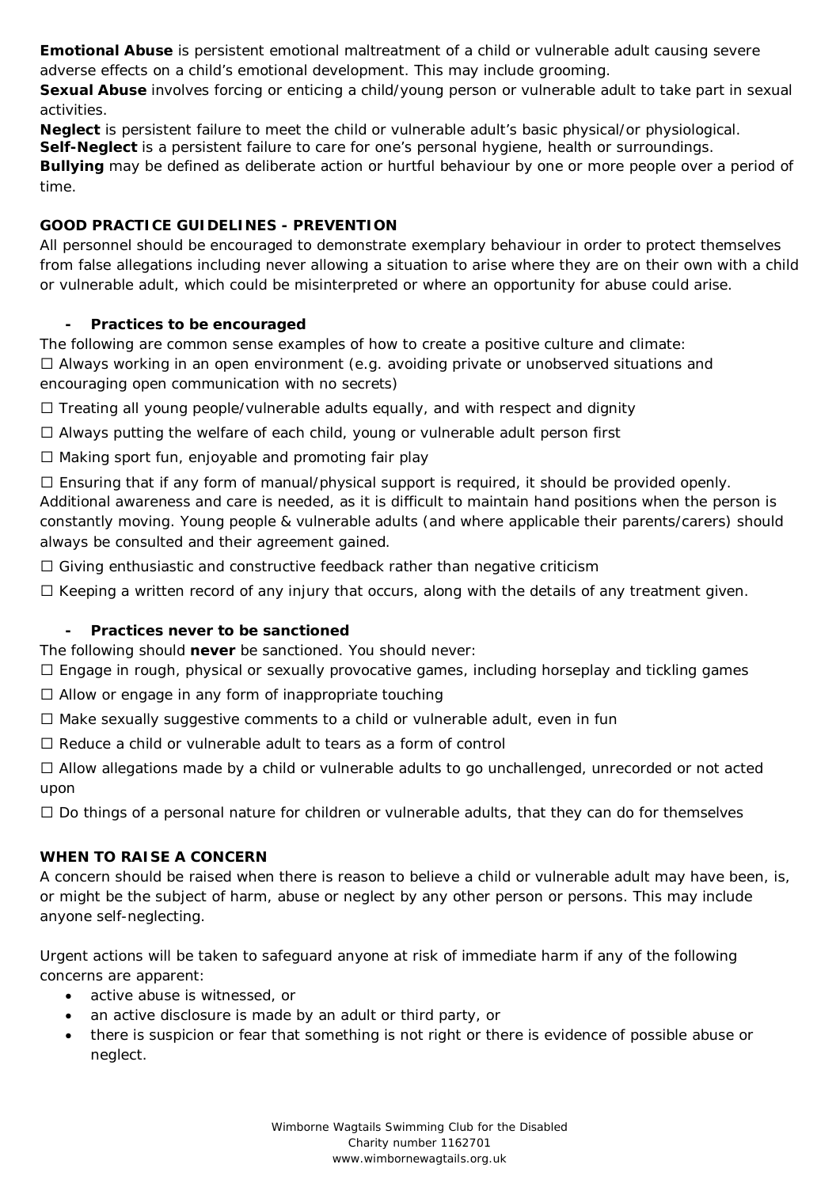**Emotional Abuse** is persistent emotional maltreatment of a child or vulnerable adult causing severe adverse effects on a child's emotional development. This may include grooming.
**Sexual Abuse** involves forcing or enticing a child/young person or vulnerable adult to take part in sexual activities.
**Neglect** is persistent failure to meet the child or vulnerable adult's basic physical/or physiological.
**Self-Neglect** is a persistent failure to care for one's personal hygiene, health or surroundings.
**Bullying** may be defined as deliberate action or hurtful behaviour by one or more people over a period of time.

## GOOD PRACTICE GUIDELINES - PREVENTION

All personnel should be encouraged to demonstrate exemplary behaviour in order to protect themselves from false allegations including never allowing a situation to arise where they are on their own with a child or vulnerable adult, which could be misinterpreted or where an opportunity for abuse could arise.

### - Practices to be encouraged

The following are common sense examples of how to create a positive culture and climate:

☐ Always working in an open environment (e.g. avoiding private or unobserved situations and encouraging open communication with no secrets)

☐ Treating all young people/vulnerable adults equally, and with respect and dignity

☐ Always putting the welfare of each child, young or vulnerable adult person first

☐ Making sport fun, enjoyable and promoting fair play

☐ Ensuring that if any form of manual/physical support is required, it should be provided openly. Additional awareness and care is needed, as it is difficult to maintain hand positions when the person is constantly moving. Young people & vulnerable adults (and where applicable their parents/carers) should always be consulted and their agreement gained.

☐ Giving enthusiastic and constructive feedback rather than negative criticism

☐ Keeping a written record of any injury that occurs, along with the details of any treatment given.

### - Practices never to be sanctioned

The following should **never** be sanctioned. You should never:

☐ Engage in rough, physical or sexually provocative games, including horseplay and tickling games

☐ Allow or engage in any form of inappropriate touching

☐ Make sexually suggestive comments to a child or vulnerable adult, even in fun

☐ Reduce a child or vulnerable adult to tears as a form of control

☐ Allow allegations made by a child or vulnerable adults to go unchallenged, unrecorded or not acted upon

☐ Do things of a personal nature for children or vulnerable adults, that they can do for themselves

## WHEN TO RAISE A CONCERN

A concern should be raised when there is reason to believe a child or vulnerable adult may have been, is, or might be the subject of harm, abuse or neglect by any other person or persons. This may include anyone self-neglecting.

Urgent actions will be taken to safeguard anyone at risk of immediate harm if any of the following concerns are apparent:

- active abuse is witnessed, or
- an active disclosure is made by an adult or third party, or
- there is suspicion or fear that something is not right or there is evidence of possible abuse or neglect.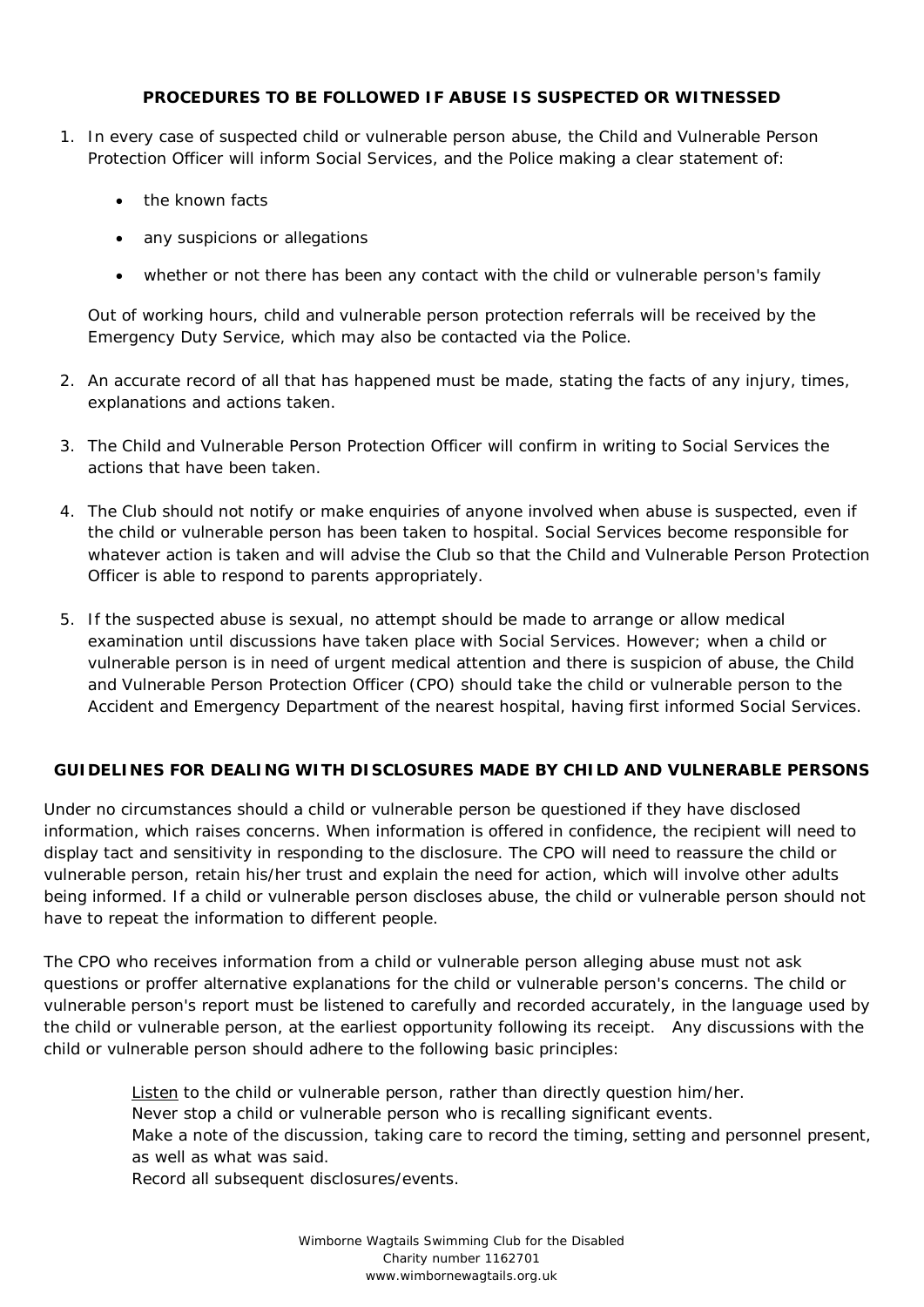## PROCEDURES TO BE FOLLOWED IF ABUSE IS SUSPECTED OR WITNESSED

1. In every case of suspected child or vulnerable person abuse, the Child and Vulnerable Person Protection Officer will inform Social Services, and the Police making a clear statement of:

   - the known facts
   - any suspicions or allegations
   - whether or not there has been any contact with the child or vulnerable person's family

   Out of working hours, child and vulnerable person protection referrals will be received by the Emergency Duty Service, which may also be contacted via the Police.

2. An accurate record of all that has happened must be made, stating the facts of any injury, times, explanations and actions taken.

3. The Child and Vulnerable Person Protection Officer will confirm in writing to Social Services the actions that have been taken.

4. The Club should not notify or make enquiries of anyone involved when abuse is suspected, even if the child or vulnerable person has been taken to hospital. Social Services become responsible for whatever action is taken and will advise the Club so that the Child and Vulnerable Person Protection Officer is able to respond to parents appropriately.

5. If the suspected abuse is sexual, no attempt should be made to arrange or allow medical examination until discussions have taken place with Social Services. However; when a child or vulnerable person is in need of urgent medical attention and there is suspicion of abuse, the Child and Vulnerable Person Protection Officer (CPO) should take the child or vulnerable person to the Accident and Emergency Department of the nearest hospital, having first informed Social Services.

## GUIDELINES FOR DEALING WITH DISCLOSURES MADE BY CHILD AND VULNERABLE PERSONS

Under no circumstances should a child or vulnerable person be questioned if they have disclosed information, which raises concerns. When information is offered in confidence, the recipient will need to display tact and sensitivity in responding to the disclosure. The CPO will need to reassure the child or vulnerable person, retain his/her trust and explain the need for action, which will involve other adults being informed. If a child or vulnerable person discloses abuse, the child or vulnerable person should not have to repeat the information to different people.

The CPO who receives information from a child or vulnerable person alleging abuse must not ask questions or proffer alternative explanations for the child or vulnerable person's concerns. The child or vulnerable person's report must be listened to carefully and recorded accurately, in the language used by the child or vulnerable person, at the earliest opportunity following its receipt. Any discussions with the child or vulnerable person should adhere to the following basic principles:

> Listen to the child or vulnerable person, rather than directly question him/her.
> Never stop a child or vulnerable person who is recalling significant events.
> Make a note of the discussion, taking care to record the timing, setting and personnel present, as well as what was said.
> Record all subsequent disclosures/events.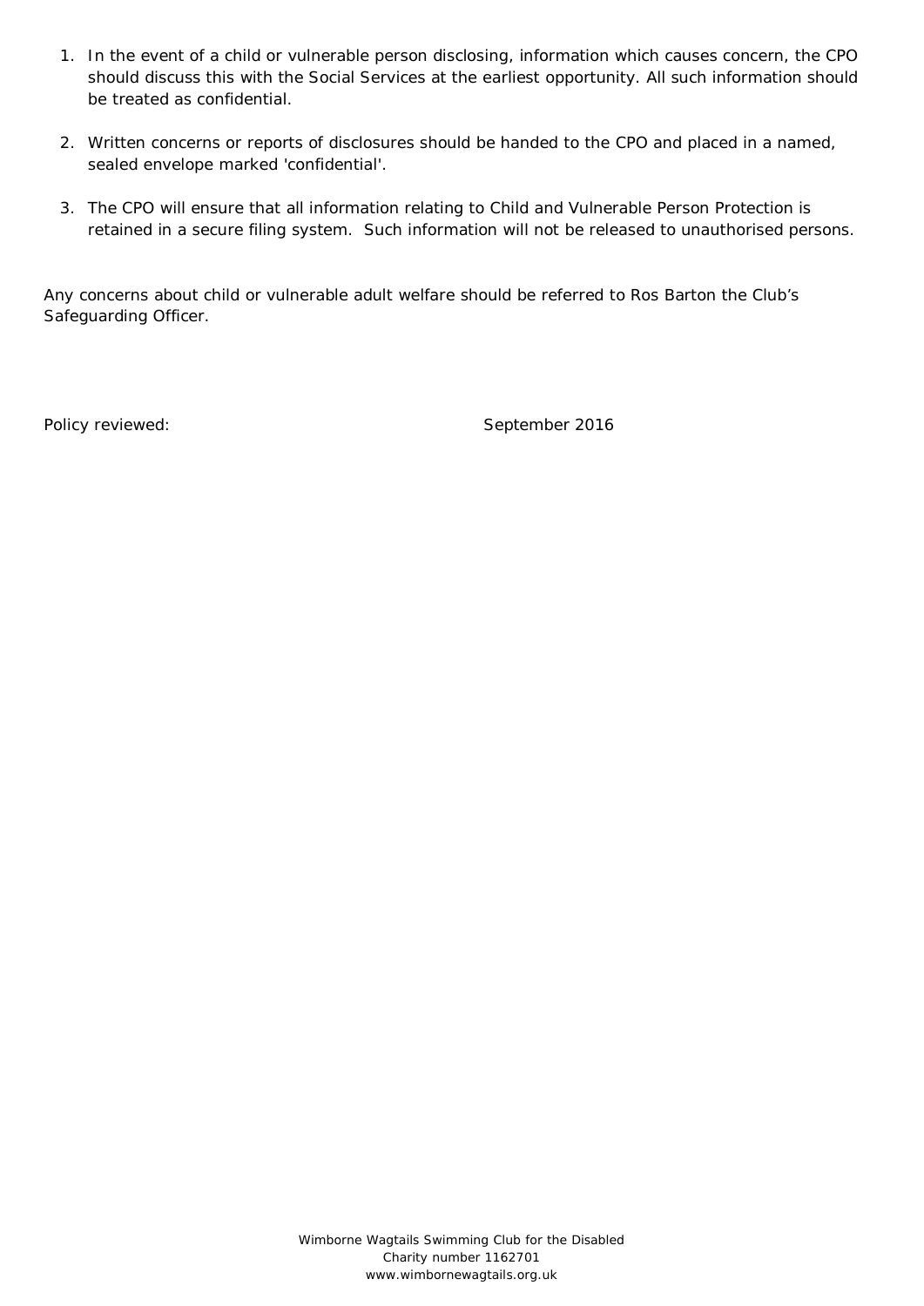1. In the event of a child or vulnerable person disclosing, information which causes concern, the CPO should discuss this with the Social Services at the earliest opportunity. All such information should be treated as confidential.

2. Written concerns or reports of disclosures should be handed to the CPO and placed in a named, sealed envelope marked 'confidential'.

3. The CPO will ensure that all information relating to Child and Vulnerable Person Protection is retained in a secure filing system. Such information will not be released to unauthorised persons.

Any concerns about child or vulnerable adult welfare should be referred to Ros Barton the Club's Safeguarding Officer.

Policy reviewed: September 2016

Wimborne Wagtails Swimming Club for the Disabled
Charity number 1162701
www.wimbornewagtails.org.uk